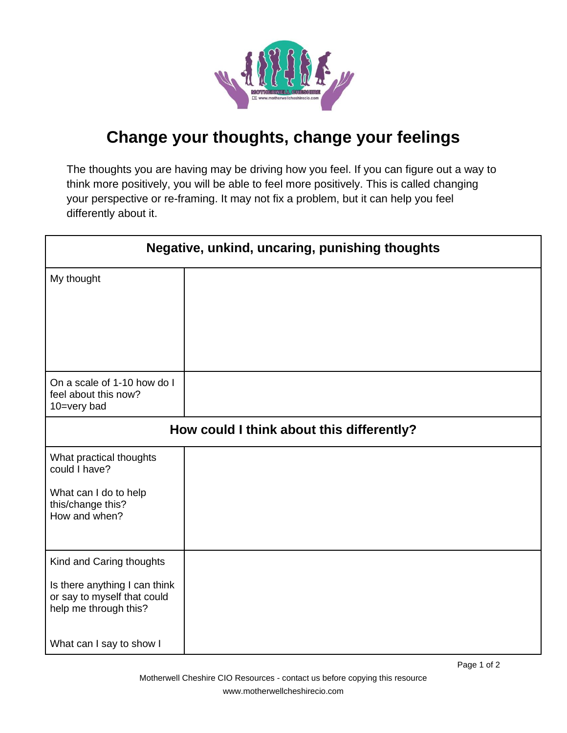# Change your thoughts, change your feelings

The thoughts you are having may be driving how you feel. If you can figure out a way to think more positively, you will be able to feel more positively. This is called changing your perspective or re-framing. It may not fix a problem, but it can help you feel differently about it.

| Negative, unkind, uncaring, punishing thoughts | |
|---|---|
| My thought | |
| On a scale of 1-10 how do I feel about this now? 10=very bad | |
| **How could I think about this differently?** | |
| What practical thoughts could I have?<br><br>What can I do to help this/change this? How and when? | |
| Kind and Caring thoughts<br><br>Is there anything I can think or say to myself that could help me through this?<br><br>What can I say to show I | |

Motherwell Cheshire CIO Resources - contact us before copying this resource
www.motherwellcheshirecio.com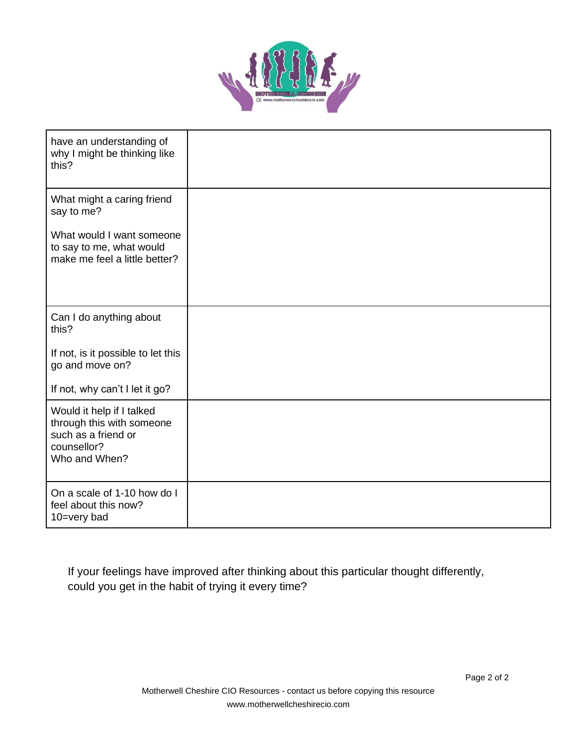| | |
|---|---|
| have an understanding of why I might be thinking like this? | |
| What might a caring friend say to me?<br><br>What would I want someone to say to me, what would make me feel a little better? | |
| Can I do anything about this?<br><br>If not, is it possible to let this go and move on?<br><br>If not, why can't I let it go? | |
| Would it help if I talked through this with someone such as a friend or counsellor?<br>Who and When? | |
| On a scale of 1-10 how do I feel about this now?<br>10=very bad | |

If your feelings have improved after thinking about this particular thought differently, could you get in the habit of trying it every time?